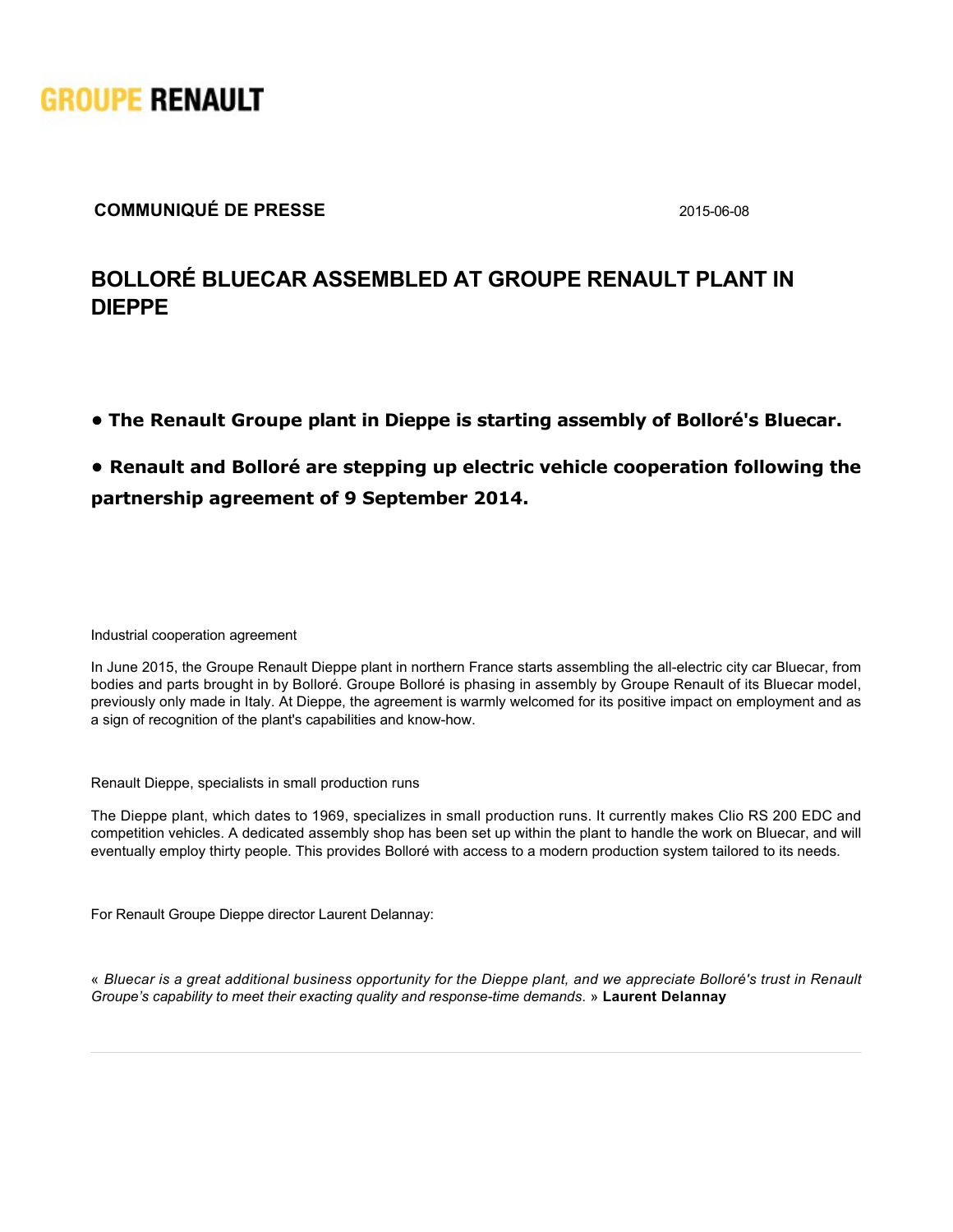GROUPE RENAULT

**COMMUNIQUÉ DE PRESSE** 2015-06-08

# BOLLORÉ BLUECAR ASSEMBLED AT GROUPE RENAULT PLANT IN DIEPPE

- **The Renault Groupe plant in Dieppe is starting assembly of Bolloré's Bluecar.**
- **Renault and Bolloré are stepping up electric vehicle cooperation following the partnership agreement of 9 September 2014.**

Industrial cooperation agreement

In June 2015, the Groupe Renault Dieppe plant in northern France starts assembling the all-electric city car Bluecar, from bodies and parts brought in by Bolloré. Groupe Bolloré is phasing in assembly by Groupe Renault of its Bluecar model, previously only made in Italy. At Dieppe, the agreement is warmly welcomed for its positive impact on employment and as a sign of recognition of the plant's capabilities and know-how.

Renault Dieppe, specialists in small production runs

The Dieppe plant, which dates to 1969, specializes in small production runs. It currently makes Clio RS 200 EDC and competition vehicles. A dedicated assembly shop has been set up within the plant to handle the work on Bluecar, and will eventually employ thirty people. This provides Bolloré with access to a modern production system tailored to its needs.

For Renault Groupe Dieppe director Laurent Delannay:

« *Bluecar is a great additional business opportunity for the Dieppe plant, and we appreciate Bolloré's trust in Renault Groupe's capability to meet their exacting quality and response-time demands.* » **Laurent Delannay**

---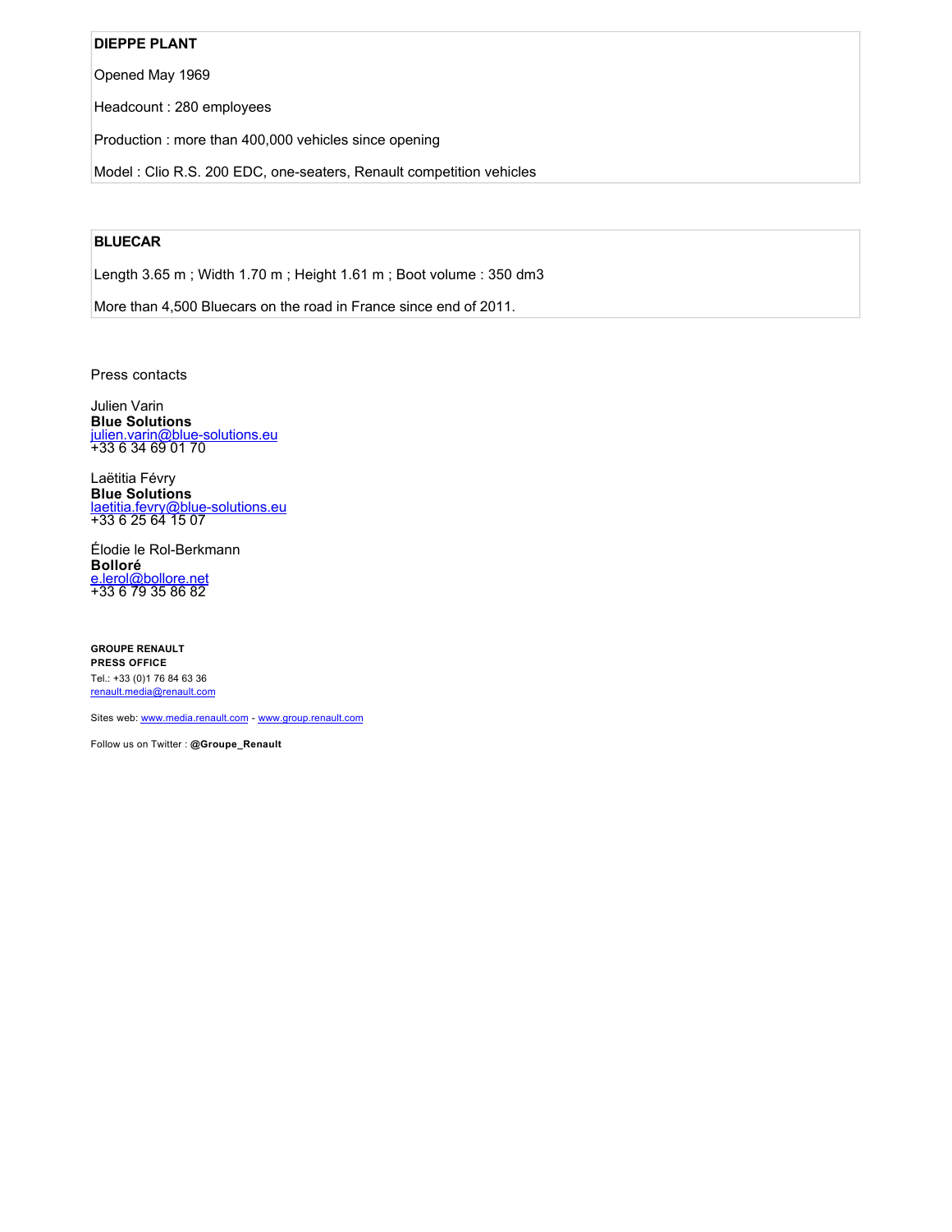**DIEPPE PLANT**

Opened May 1969

Headcount : 280 employees

Production : more than 400,000 vehicles since opening

Model : Clio R.S. 200 EDC, one-seaters, Renault competition vehicles

**BLUECAR**

Length 3.65 m ; Width 1.70 m ; Height 1.61 m ; Boot volume : 350 dm3

More than 4,500 Bluecars on the road in France since end of 2011.

Press contacts

Julien Varin
**Blue Solutions**
julien.varin@blue-solutions.eu
+33 6 34 69 01 70

Laëtitia Févry
**Blue Solutions**
laetitia.fevry@blue-solutions.eu
+33 6 25 64 15 07

Élodie le Rol-Berkmann
**Bolloré**
e.lerol@bollore.net
+33 6 79 35 86 82

**GROUPE RENAULT**
**PRESS OFFICE**
Tel.: +33 (0)1 76 84 63 36
renault.media@renault.com

Sites web: www.media.renault.com - www.group.renault.com

Follow us on Twitter : **@Groupe_Renault**